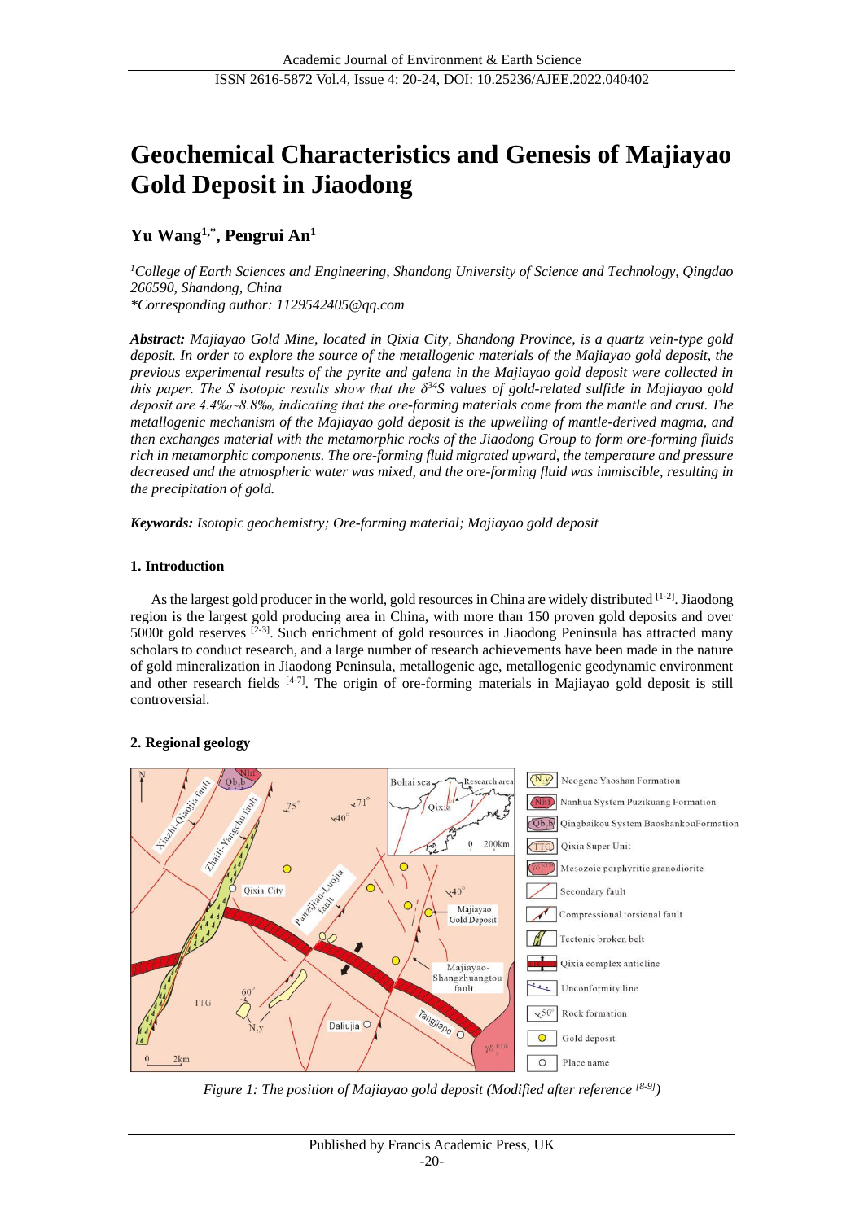# Geochemical Characteristics and Genesis of Majiayao Gold Deposit in Jiaodong

**Yu Wang[1,*], Pengrui An[1]**

*[1]College of Earth Sciences and Engineering, Shandong University of Science and Technology, Qingdao 266590, Shandong, China*
*\*Corresponding author: 1129542405@qq.com*

***Abstract:*** *Majiayao Gold Mine, located in Qixia City, Shandong Province, is a quartz vein-type gold deposit. In order to explore the source of the metallogenic materials of the Majiayao gold deposit, the previous experimental results of the pyrite and galena in the Majiayao gold deposit were collected in this paper. The S isotopic results show that the $\delta^{34}S$ values of gold-related sulfide in Majiayao gold deposit are 4.4‰~8.8‰, indicating that the ore-forming materials come from the mantle and crust. The metallogenic mechanism of the Majiayao gold deposit is the upwelling of mantle-derived magma, and then exchanges material with the metamorphic rocks of the Jiaodong Group to form ore-forming fluids rich in metamorphic components. The ore-forming fluid migrated upward, the temperature and pressure decreased and the atmospheric water was mixed, and the ore-forming fluid was immiscible, resulting in the precipitation of gold.*

***Keywords:*** *Isotopic geochemistry; Ore-forming material; Majiayao gold deposit*

## 1. Introduction

As the largest gold producer in the world, gold resources in China are widely distributed [1-2]. Jiaodong region is the largest gold producing area in China, with more than 150 proven gold deposits and over 5000t gold reserves [2-3]. Such enrichment of gold resources in Jiaodong Peninsula has attracted many scholars to conduct research, and a large number of research achievements have been made in the nature of gold mineralization in Jiaodong Peninsula, metallogenic age, metallogenic geodynamic environment and other research fields [4-7]. The origin of ore-forming materials in Majiayao gold deposit is still controversial.

## 2. Regional geology

*Figure 1: The position of Majiayao gold deposit (Modified after reference [8-9])*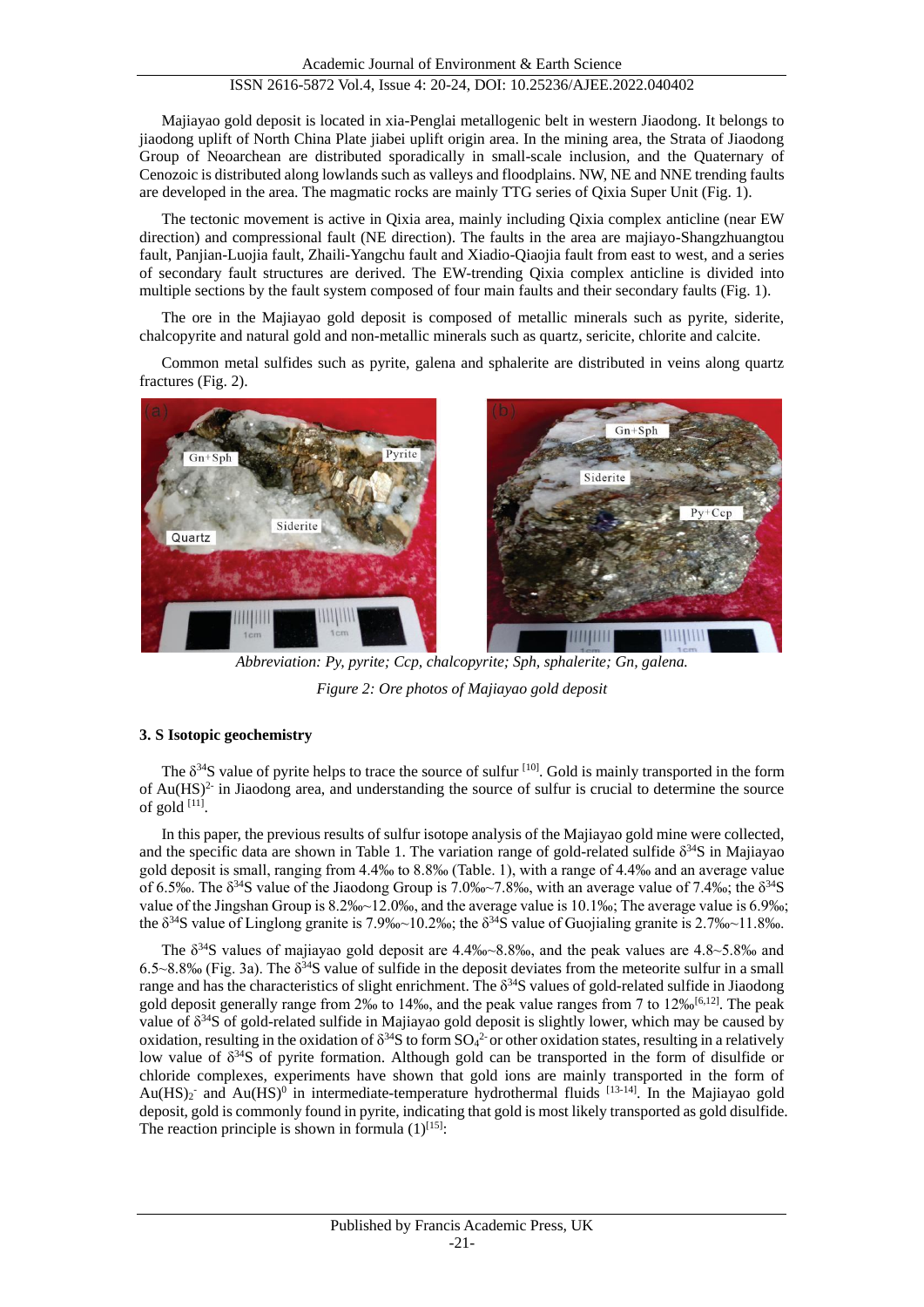Majiayao gold deposit is located in xia-Penglai metallogenic belt in western Jiaodong. It belongs to jiaodong uplift of North China Plate jiabei uplift origin area. In the mining area, the Strata of Jiaodong Group of Neoarchean are distributed sporadically in small-scale inclusion, and the Quaternary of Cenozoic is distributed along lowlands such as valleys and floodplains. NW, NE and NNE trending faults are developed in the area. The magmatic rocks are mainly TTG series of Qixia Super Unit (Fig. 1).

The tectonic movement is active in Qixia area, mainly including Qixia complex anticline (near EW direction) and compressional fault (NE direction). The faults in the area are majiayo-Shangzhuangtou fault, Panjian-Luojia fault, Zhaili-Yangchu fault and Xiadio-Qiaojia fault from east to west, and a series of secondary fault structures are derived. The EW-trending Qixia complex anticline is divided into multiple sections by the fault system composed of four main faults and their secondary faults (Fig. 1).

The ore in the Majiayao gold deposit is composed of metallic minerals such as pyrite, siderite, chalcopyrite and natural gold and non-metallic minerals such as quartz, sericite, chlorite and calcite.

Common metal sulfides such as pyrite, galena and sphalerite are distributed in veins along quartz fractures (Fig. 2).

*Abbreviation: Py, pyrite; Ccp, chalcopyrite; Sph, sphalerite; Gn, galena.*

*Figure 2: Ore photos of Majiayao gold deposit*

### 3. S Isotopic geochemistry

The $\delta^{34}S$ value of pyrite helps to trace the source of sulfur [10]. Gold is mainly transported in the form of $Au(HS)^{2-}$ in Jiaodong area, and understanding the source of sulfur is crucial to determine the source of gold [11].

In this paper, the previous results of sulfur isotope analysis of the Majiayao gold mine were collected, and the specific data are shown in Table 1. The variation range of gold-related sulfide $\delta^{34}S$ in Majiayao gold deposit is small, ranging from 4.4‰ to 8.8‰ (Table. 1), with a range of 4.4‰ and an average value of 6.5‰. The $\delta^{34}S$ value of the Jiaodong Group is 7.0‰~7.8‰, with an average value of 7.4‰; the $\delta^{34}S$ value of the Jingshan Group is 8.2‰~12.0‰, and the average value is 10.1‰; The average value is 6.9‰; the $\delta^{34}S$ value of Linglong granite is 7.9‰~10.2‰; the $\delta^{34}S$ value of Guojialing granite is 2.7‰~11.8‰.

The $\delta^{34}S$ values of majiayao gold deposit are 4.4‰~8.8‰, and the peak values are 4.8~5.8‰ and 6.5~8.8‰ (Fig. 3a). The $\delta^{34}S$ value of sulfide in the deposit deviates from the meteorite sulfur in a small range and has the characteristics of slight enrichment. The $\delta^{34}S$ values of gold-related sulfide in Jiaodong gold deposit generally range from 2‰ to 14‰, and the peak value ranges from 7 to 12‰[6,12]. The peak value of $\delta^{34}S$ of gold-related sulfide in Majiayao gold deposit is slightly lower, which may be caused by oxidation, resulting in the oxidation of $\delta^{34}S$ to form $SO_4^{2-}$ or other oxidation states, resulting in a relatively low value of $\delta^{34}S$ of pyrite formation. Although gold can be transported in the form of disulfide or chloride complexes, experiments have shown that gold ions are mainly transported in the form of $Au(HS)_2^-$ and $Au(HS)^0$ in intermediate-temperature hydrothermal fluids [13-14]. In the Majiayao gold deposit, gold is commonly found in pyrite, indicating that gold is most likely transported as gold disulfide. The reaction principle is shown in formula (1)[15]: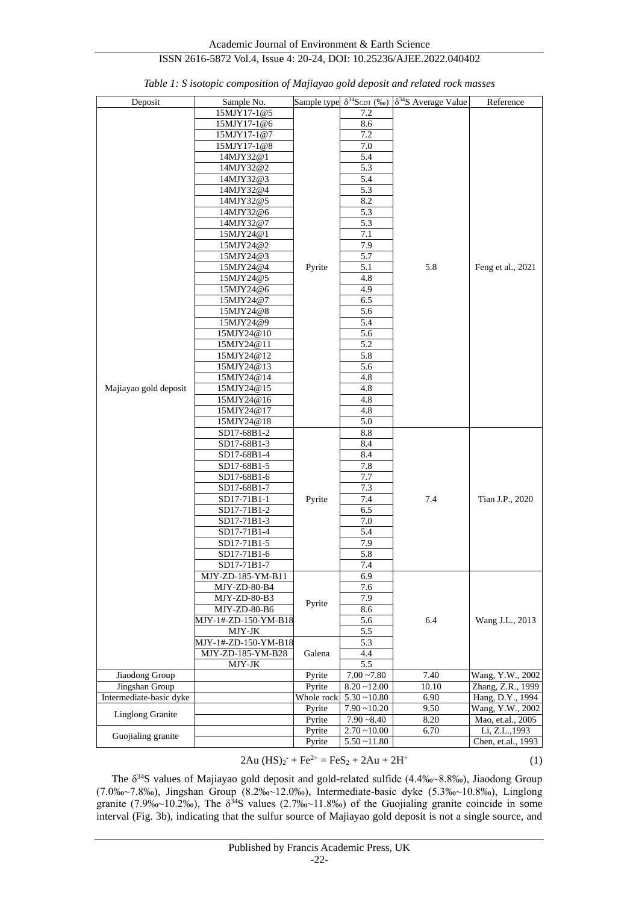*Table 1: S isotopic composition of Majiayao gold deposit and related rock masses*

| Deposit | Sample No. | Sample type | $\delta^{34}S_{CDT}$ (‰) | $\delta^{34}S$ Average Value | Reference |
|---|---|---|---|---|---|
| Majiayao gold deposit | 15MJY17-1@5 | Pyrite | 7.2 | 5.8 | Feng et al., 2021 |
| | 15MJY17-1@6 | | 8.6 | | |
| | 15MJY17-1@7 | | 7.2 | | |
| | 15MJY17-1@8 | | 7.0 | | |
| | 14MJY32@1 | | 5.4 | | |
| | 14MJY32@2 | | 5.3 | | |
| | 14MJY32@3 | | 5.4 | | |
| | 14MJY32@4 | | 5.3 | | |
| | 14MJY32@5 | | 8.2 | | |
| | 14MJY32@6 | | 5.3 | | |
| | 14MJY32@7 | | 5.3 | | |
| | 15MJY24@1 | | 7.1 | | |
| | 15MJY24@2 | | 7.9 | | |
| | 15MJY24@3 | | 5.7 | | |
| | 15MJY24@4 | | 5.1 | | |
| | 15MJY24@5 | | 4.8 | | |
| | 15MJY24@6 | | 4.9 | | |
| | 15MJY24@7 | | 6.5 | | |
| | 15MJY24@8 | | 5.6 | | |
| | 15MJY24@9 | | 5.4 | | |
| | 15MJY24@10 | | 5.6 | | |
| | 15MJY24@11 | | 5.2 | | |
| | 15MJY24@12 | | 5.8 | | |
| | 15MJY24@13 | | 5.6 | | |
| | 15MJY24@14 | | 4.8 | | |
| | 15MJY24@15 | | 4.8 | | |
| | 15MJY24@16 | | 4.8 | | |
| | 15MJY24@17 | | 4.8 | | |
| | 15MJY24@18 | | 5.0 | | |
| | SD17-68B1-2 | Pyrite | 8.8 | 7.4 | Tian J.P., 2020 |
| | SD17-68B1-3 | | 8.4 | | |
| | SD17-68B1-4 | | 8.4 | | |
| | SD17-68B1-5 | | 7.8 | | |
| | SD17-68B1-6 | | 7.7 | | |
| | SD17-68B1-7 | | 7.3 | | |
| | SD17-71B1-1 | | 7.4 | | |
| | SD17-71B1-2 | | 6.5 | | |
| | SD17-71B1-3 | | 7.0 | | |
| | SD17-71B1-4 | | 5.4 | | |
| | SD17-71B1-5 | | 7.9 | | |
| | SD17-71B1-6 | | 5.8 | | |
| | SD17-71B1-7 | | 7.4 | | |
| | MJY-ZD-185-YM-B11 | Pyrite | 6.9 | 6.4 | Wang J.L., 2013 |
| | MJY-ZD-80-B4 | | 7.6 | | |
| | MJY-ZD-80-B3 | | 7.9 | | |
| | MJY-ZD-80-B6 | | 8.6 | | |
| | MJY-1#-ZD-150-YM-B18 | | 5.6 | | |
| | MJY-JK | | 5.5 | | |
| | MJY-1#-ZD-150-YM-B18 | Galena | 5.3 | | |
| | MJY-ZD-185-YM-B28 | | 4.4 | | |
| | MJY-JK | | 5.5 | | |
| Jiaodong Group | | Pyrite | 7.00 ~7.80 | 7.40 | Wang, Y.W., 2002 |
| Jingshan Group | | Pyrite | 8.20 ~12.00 | 10.10 | Zhang, Z.R., 1999 |
| Intermediate-basic dyke | | Whole rock | 5.30 ~10.80 | 6.90 | Hang, D.Y., 1994 |
| Linglong Granite | | Pyrite | 7.90 ~10.20 | 9.50 | Wang, Y.W., 2002 |
| | | Pyrite | 7.90 ~8.40 | 8.20 | Mao, et.al., 2005 |
| Guojialing granite | | Pyrite | 2.70 ~10.00 | 6.70 | Li, Z.L.,1993 |
| | | Pyrite | 5.50 ~11.80 | | Chen, et.al., 1993 |

$$2Au(HS)_2^- + Fe^{2+} = FeS_2 + 2Au + 2H^+ \quad (1)$$

The $\delta^{34}S$ values of Majiayao gold deposit and gold-related sulfide (4.4‰~8.8‰), Jiaodong Group (7.0‰~7.8‰), Jingshan Group (8.2‰~12.0‰), Intermediate-basic dyke (5.3‰~10.8‰), Linglong granite (7.9‰~10.2‰), The $\delta^{34}S$ values (2.7‰~11.8‰) of the Guojialing granite coincide in some interval (Fig. 3b), indicating that the sulfur source of Majiayao gold deposit is not a single source, and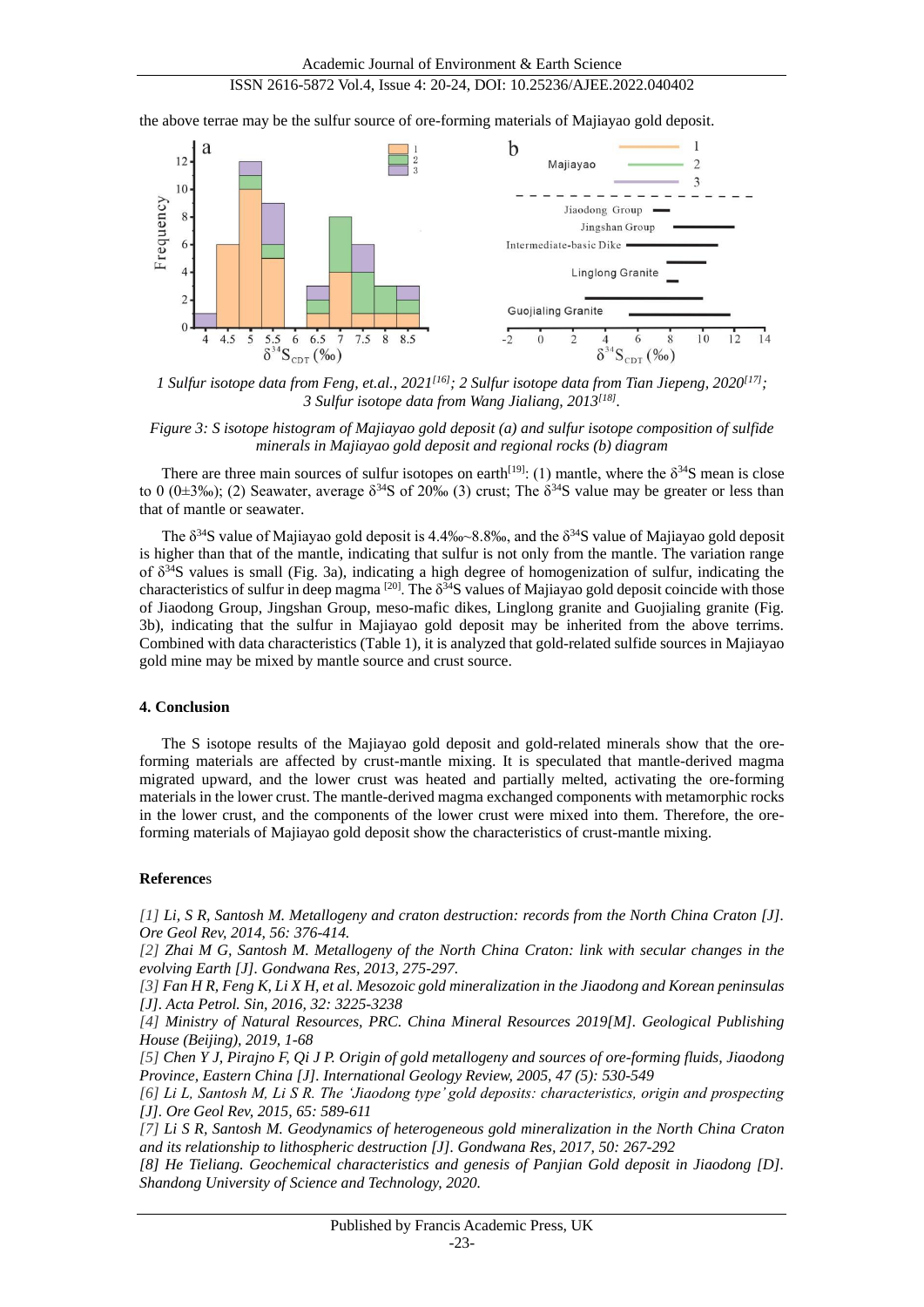the above terrae may be the sulfur source of ore-forming materials of Majiayao gold deposit.

*1 Sulfur isotope data from Feng, et.al., 2021[16]; 2 Sulfur isotope data from Tian Jiepeng, 2020[17]; 3 Sulfur isotope data from Wang Jialiang, 2013[18].*

*Figure 3: S isotope histogram of Majiayao gold deposit (a) and sulfur isotope composition of sulfide minerals in Majiayao gold deposit and regional rocks (b) diagram*

There are three main sources of sulfur isotopes on earth[19]: (1) mantle, where the $\delta^{34}S$ mean is close to 0 (0±3‰); (2) Seawater, average $\delta^{34}S$ of 20‰ (3) crust; The $\delta^{34}S$ value may be greater or less than that of mantle or seawater.

The $\delta^{34}S$ value of Majiayao gold deposit is 4.4‰~8.8‰, and the $\delta^{34}S$ value of Majiayao gold deposit is higher than that of the mantle, indicating that sulfur is not only from the mantle. The variation range of $\delta^{34}S$ values is small (Fig. 3a), indicating a high degree of homogenization of sulfur, indicating the characteristics of sulfur in deep magma [20]. The $\delta^{34}S$ values of Majiayao gold deposit coincide with those of Jiaodong Group, Jingshan Group, meso-mafic dikes, Linglong granite and Guojialing granite (Fig. 3b), indicating that the sulfur in Majiayao gold deposit may be inherited from the above terrims. Combined with data characteristics (Table 1), it is analyzed that gold-related sulfide sources in Majiayao gold mine may be mixed by mantle source and crust source.

## 4. Conclusion

The S isotope results of the Majiayao gold deposit and gold-related minerals show that the ore-forming materials are affected by crust-mantle mixing. It is speculated that mantle-derived magma migrated upward, and the lower crust was heated and partially melted, activating the ore-forming materials in the lower crust. The mantle-derived magma exchanged components with metamorphic rocks in the lower crust, and the components of the lower crust were mixed into them. Therefore, the ore-forming materials of Majiayao gold deposit show the characteristics of crust-mantle mixing.

## References

*[1] Li, S R, Santosh M. Metallogeny and craton destruction: records from the North China Craton [J]. Ore Geol Rev, 2014, 56: 376-414.*

*[2] Zhai M G, Santosh M. Metallogeny of the North China Craton: link with secular changes in the evolving Earth [J]. Gondwana Res, 2013, 275-297.*

*[3] Fan H R, Feng K, Li X H, et al. Mesozoic gold mineralization in the Jiaodong and Korean peninsulas [J]. Acta Petrol. Sin, 2016, 32: 3225-3238*

*[4] Ministry of Natural Resources, PRC. China Mineral Resources 2019[M]. Geological Publishing House (Beijing), 2019, 1-68*

*[5] Chen Y J, Pirajno F, Qi J P. Origin of gold metallogeny and sources of ore-forming fluids, Jiaodong Province, Eastern China [J]. International Geology Review, 2005, 47 (5): 530-549*

*[6] Li L, Santosh M, Li S R. The 'Jiaodong type' gold deposits: characteristics, origin and prospecting [J]. Ore Geol Rev, 2015, 65: 589-611*

*[7] Li S R, Santosh M. Geodynamics of heterogeneous gold mineralization in the North China Craton and its relationship to lithospheric destruction [J]. Gondwana Res, 2017, 50: 267-292*

*[8] He Tieliang. Geochemical characteristics and genesis of Panjian Gold deposit in Jiaodong [D]. Shandong University of Science and Technology, 2020.*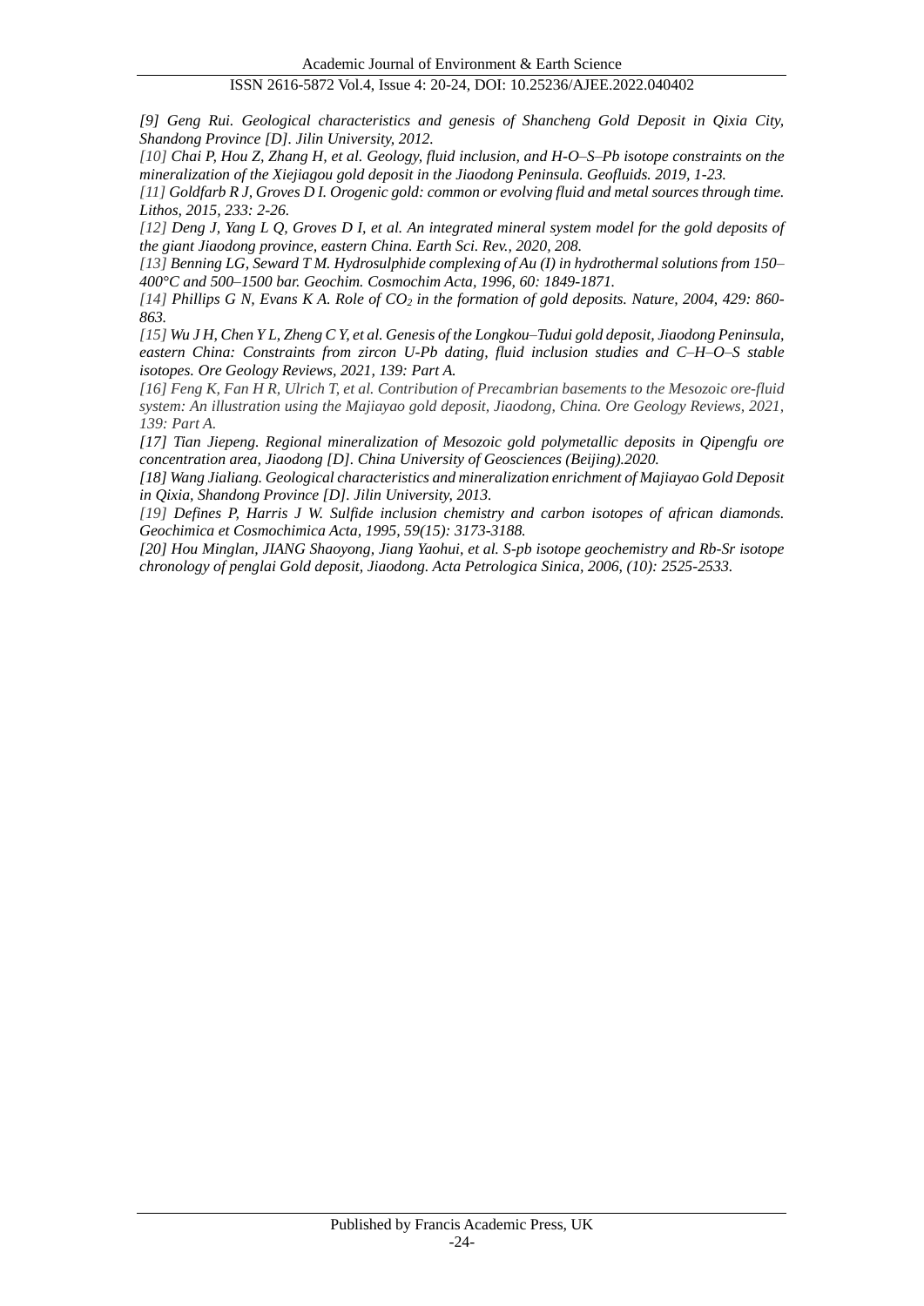*[9] Geng Rui. Geological characteristics and genesis of Shancheng Gold Deposit in Qixia City, Shandong Province [D]. Jilin University, 2012.*

*[10] Chai P, Hou Z, Zhang H, et al. Geology, fluid inclusion, and H-O–S–Pb isotope constraints on the mineralization of the Xiejiagou gold deposit in the Jiaodong Peninsula. Geofluids. 2019, 1-23.*

*[11] Goldfarb R J, Groves D I. Orogenic gold: common or evolving fluid and metal sources through time. Lithos, 2015, 233: 2-26.*

*[12] Deng J, Yang L Q, Groves D I, et al. An integrated mineral system model for the gold deposits of the giant Jiaodong province, eastern China. Earth Sci. Rev., 2020, 208.*

*[13] Benning LG, Seward T M. Hydrosulphide complexing of Au (I) in hydrothermal solutions from 150–400°C and 500–1500 bar. Geochim. Cosmochim Acta, 1996, 60: 1849-1871.*

*[14] Phillips G N, Evans K A. Role of $CO_2$ in the formation of gold deposits. Nature, 2004, 429: 860-863.*

*[15] Wu J H, Chen Y L, Zheng C Y, et al. Genesis of the Longkou–Tudui gold deposit, Jiaodong Peninsula, eastern China: Constraints from zircon U-Pb dating, fluid inclusion studies and C–H–O–S stable isotopes. Ore Geology Reviews, 2021, 139: Part A.*

*[16] Feng K, Fan H R, Ulrich T, et al. Contribution of Precambrian basements to the Mesozoic ore-fluid system: An illustration using the Majiayao gold deposit, Jiaodong, China. Ore Geology Reviews, 2021, 139: Part A.*

*[17] Tian Jiepeng. Regional mineralization of Mesozoic gold polymetallic deposits in Qipengfu ore concentration area, Jiaodong [D]. China University of Geosciences (Beijing).2020.*

*[18] Wang Jialiang. Geological characteristics and mineralization enrichment of Majiayao Gold Deposit in Qixia, Shandong Province [D]. Jilin University, 2013.*

*[19] Defines P, Harris J W. Sulfide inclusion chemistry and carbon isotopes of african diamonds. Geochimica et Cosmochimica Acta, 1995, 59(15): 3173-3188.*

*[20] Hou Minglan, JIANG Shaoyong, Jiang Yaohui, et al. S-pb isotope geochemistry and Rb-Sr isotope chronology of penglai Gold deposit, Jiaodong. Acta Petrologica Sinica, 2006, (10): 2525-2533.*